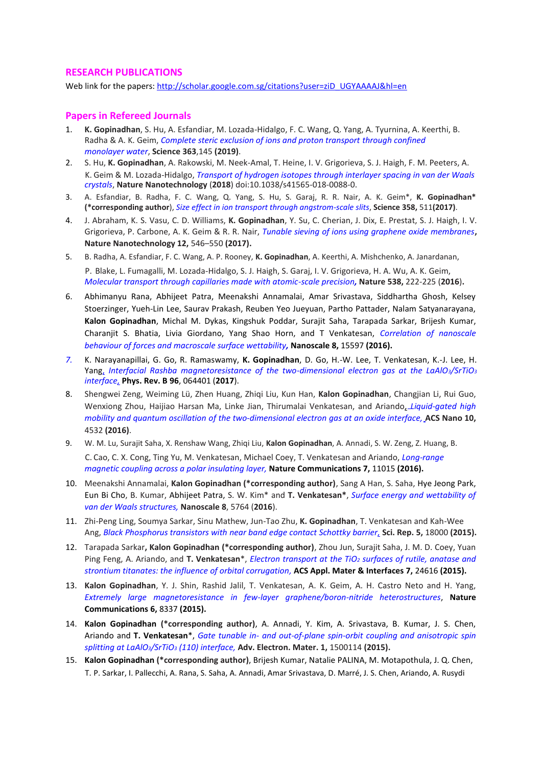## RESEARCH PUBLICATIONS

Web link for the papers: http://scholar.google.com.sg/citations?user=ziD_UGYAAAAJ&hl=en

## Papers in Refereed Journals

1. **K. Gopinadhan**, S. Hu, A. Esfandiar, M. Lozada-Hidalgo, F. C. Wang, Q. Yang, A. Tyurnina, A. Keerthi, B. Radha & A. K. Geim, *Complete steric exclusion of ions and proton transport through confined monolayer water*, **Science 363**,145 **(2019)**.
2. S. Hu, **K. Gopinadhan**, A. Rakowski, M. Neek-Amal, T. Heine, I. V. Grigorieva, S. J. Haigh, F. M. Peeters, A. K. Geim & M. Lozada-Hidalgo, *Transport of hydrogen isotopes through interlayer spacing in van der Waals crystals*, **Nature Nanotechnology** (**2018**) doi:10.1038/s41565-018-0088-0.
3. A. Esfandiar, B. Radha, F. C. Wang, Q. Yang, S. Hu, S. Garaj, R. R. Nair, A. K. Geim*, **K. Gopinadhan*** **(*corresponding author)**, *Size effect in ion transport through angstrom-scale slits*, **Science 358,** 511**(2017)**.
4. J. Abraham, K. S. Vasu, C. D. Williams, **K. Gopinadhan**, Y. Su, C. Cherian, J. Dix, E. Prestat, S. J. Haigh, I. V. Grigorieva, P. Carbone, A. K. Geim & R. R. Nair, *Tunable sieving of ions using graphene oxide membranes*, **Nature Nanotechnology 12,** 546–550 **(2017).**
5. B. Radha, A. Esfandiar, F. C. Wang, A. P. Rooney, **K. Gopinadhan**, A. Keerthi, A. Mishchenko, A. Janardanan, P. Blake, L. Fumagalli, M. Lozada-Hidalgo, S. J. Haigh, S. Garaj, I. V. Grigorieva, H. A. Wu, A. K. Geim, *Molecular transport through capillaries made with atomic-scale precision*, **Nature 538,** 222-225 (**2016**).
6. Abhimanyu Rana, Abhijeet Patra, Meenakshi Annamalai, Amar Srivastava, Siddhartha Ghosh, Kelsey Stoerzinger, Yueh-Lin Lee, Saurav Prakash, Reuben Yeo Jueyuan, Partho Pattader, Nalam Satyanarayana, **Kalon Gopinadhan**, Michal M. Dykas, Kingshuk Poddar, Surajit Saha, Tarapada Sarkar, Brijesh Kumar, Charanjit S. Bhatia, Livia Giordano, Yang Shao Horn, and T Venkatesan, *Correlation of nanoscale behaviour of forces and macroscale surface wettability*, **Nanoscale 8,** 15597 **(2016).**
7. K. Narayanapillai, G. Go, R. Ramaswamy, **K. Gopinadhan**, D. Go, H.-W. Lee, T. Venkatesan, K.-J. Lee, H. Yang, *Interfacial Rashba magnetoresistance of the two-dimensional electron gas at the $LaAlO_3/SrTiO_3$ interface*, **Phys. Rev. B 96**, 064401 (**2017**).
8. Shengwei Zeng, Weiming Lü, Zhen Huang, Zhiqi Liu, Kun Han, **Kalon Gopinadhan**, Changjian Li, Rui Guo, Wenxiong Zhou, Haijiao Harsan Ma, Linke Jian, Thirumalai Venkatesan, and Ariando, *Liquid-gated high mobility and quantum oscillation of the two-dimensional electron gas at an oxide interface,* **ACS Nano 10,** 4532 **(2016)**.
9. W. M. Lu, Surajit Saha, X. Renshaw Wang, Zhiqi Liu, **Kalon Gopinadhan**, A. Annadi, S. W. Zeng, Z. Huang, B. C. Cao, C. X. Cong, Ting Yu, M. Venkatesan, Michael Coey, T. Venkatesan and Ariando, *Long-range magnetic coupling across a polar insulating layer,* **Nature Communications 7,** 11015 **(2016).**
10. Meenakshi Annamalai, **Kalon Gopinadhan (*corresponding author)**, Sang A Han, S. Saha, Hye Jeong Park, Eun Bi Cho, B. Kumar, Abhijeet Patra, S. W. Kim* and **T. Venkatesan***, *Surface energy and wettability of van der Waals structures,* **Nanoscale 8**, 5764 (**2016**).
11. Zhi-Peng Ling, Soumya Sarkar, Sinu Mathew, Jun-Tao Zhu, **K. Gopinadhan**, T. Venkatesan and Kah-Wee Ang, *Black Phosphorus transistors with near band edge contact Schottky barrier,* **Sci. Rep. 5,** 18000 **(2015).**
12. Tarapada Sarkar**, Kalon Gopinadhan (*corresponding author)**, Zhou Jun, Surajit Saha, J. M. D. Coey, Yuan Ping Feng, A. Ariando, and **T. Venkatesan***, *Electron transport at the $TiO_2$ surfaces of rutile, anatase and strontium titanates: the influence of orbital corrugation,* **ACS Appl. Mater & Interfaces 7,** 24616 **(2015).**
13. **Kalon Gopinadhan**, Y. J. Shin, Rashid Jalil, T. Venkatesan, A. K. Geim, A. H. Castro Neto and H. Yang, *Extremely large magnetoresistance in few-layer graphene/boron-nitride heterostructures*, **Nature Communications 6,** 8337 **(2015).**
14. **Kalon Gopinadhan (*corresponding author)**, A. Annadi, Y. Kim, A. Srivastava, B. Kumar, J. S. Chen, Ariando and **T. Venkatesan***, *Gate tunable in- and out-of-plane spin-orbit coupling and anisotropic spin splitting at $LaAlO_3/SrTiO_3$ (110) interface,* **Adv. Electron. Mater. 1,** 1500114 **(2015).**
15. **Kalon Gopinadhan (*corresponding author)**, Brijesh Kumar, Natalie PALINA, M. Motapothula, J. Q. Chen, T. P. Sarkar, I. Pallecchi, A. Rana, S. Saha, A. Annadi, Amar Srivastava, D. Marré, J. S. Chen, Ariando, A. Rusydi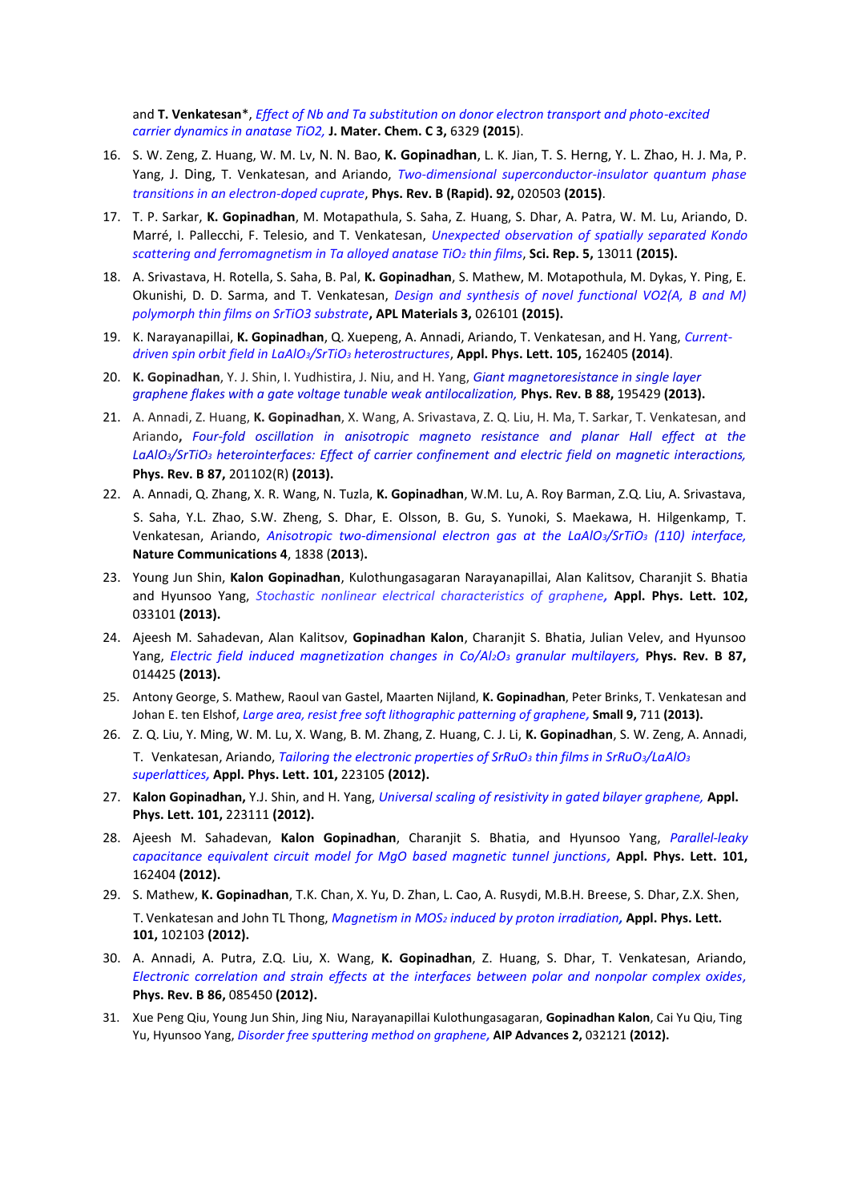and **T. Venkatesan***, *Effect of Nb and Ta substitution on donor electron transport and photo-excited carrier dynamics in anatase $TiO_2$,* **J. Mater. Chem. C 3,** 6329 **(2015)**.

16. S. W. Zeng, Z. Huang, W. M. Lv, N. N. Bao, **K. Gopinadhan**, L. K. Jian, T. S. Herng, Y. L. Zhao, H. J. Ma, P. Yang, J. Ding, T. Venkatesan, and Ariando, *Two-dimensional superconductor-insulator quantum phase transitions in an electron-doped cuprate*, **Phys. Rev. B (Rapid). 92,** 020503 **(2015)**.

17. T. P. Sarkar, **K. Gopinadhan**, M. Motapathula, S. Saha, Z. Huang, S. Dhar, A. Patra, W. M. Lu, Ariando, D. Marré, I. Pallecchi, F. Telesio, and T. Venkatesan, *Unexpected observation of spatially separated Kondo scattering and ferromagnetism in Ta alloyed anatase $TiO_2$ thin films*, **Sci. Rep. 5,** 13011 **(2015).**

18. A. Srivastava, H. Rotella, S. Saha, B. Pal, **K. Gopinadhan**, S. Mathew, M. Motapothula, M. Dykas, Y. Ping, E. Okunishi, D. D. Sarma, and T. Venkatesan, *Design and synthesis of novel functional VO2(A, B and M) polymorph thin films on SrTiO3 substrate***, APL Materials 3,** 026101 **(2015).**

19. K. Narayanapillai, **K. Gopinadhan**, Q. Xuepeng, A. Annadi, Ariando, T. Venkatesan, and H. Yang, *Current-driven spin orbit field in $LaAlO_3/SrTiO_3$ heterostructures*, **Appl. Phys. Lett. 105,** 162405 **(2014)**.

20. **K. Gopinadhan**, Y. J. Shin, I. Yudhistira, J. Niu, and H. Yang, *Giant magnetoresistance in single layer graphene flakes with a gate voltage tunable weak antilocalization,* **Phys. Rev. B 88,** 195429 **(2013).**

21. A. Annadi, Z. Huang, **K. Gopinadhan**, X. Wang, A. Srivastava, Z. Q. Liu, H. Ma, T. Sarkar, T. Venkatesan, and Ariando**,** *Four-fold oscillation in anisotropic magneto resistance and planar Hall effect at the $LaAlO_3/SrTiO_3$ heterointerfaces: Effect of carrier confinement and electric field on magnetic interactions,* **Phys. Rev. B 87,** 201102(R) **(2013).**

22. A. Annadi, Q. Zhang, X. R. Wang, N. Tuzla, **K. Gopinadhan**, W.M. Lu, A. Roy Barman, Z.Q. Liu, A. Srivastava, S. Saha, Y.L. Zhao, S.W. Zheng, S. Dhar, E. Olsson, B. Gu, S. Yunoki, S. Maekawa, H. Hilgenkamp, T. Venkatesan, Ariando, *Anisotropic two-dimensional electron gas at the $LaAlO_3/SrTiO_3$ (110) interface,* **Nature Communications 4**, 1838 (**2013**).

23. Young Jun Shin, **Kalon Gopinadhan**, Kulothungasagaran Narayanapillai, Alan Kalitsov, Charanjit S. Bhatia and Hyunsoo Yang, *Stochastic nonlinear electrical characteristics of graphene***, Appl. Phys. Lett. 102,** 033101 **(2013).**

24. Ajeesh M. Sahadevan, Alan Kalitsov, **Gopinadhan Kalon**, Charanjit S. Bhatia, Julian Velev, and Hyunsoo Yang, *Electric field induced magnetization changes in Co/$Al_2O_3$ granular multilayers,* **Phys. Rev. B 87,** 014425 **(2013).**

25. Antony George, S. Mathew, Raoul van Gastel, Maarten Nijland, **K. Gopinadhan**, Peter Brinks, T. Venkatesan and Johan E. ten Elshof, *Large area, resist free soft lithographic patterning of graphene,* **Small 9,** 711 **(2013).**

26. Z. Q. Liu, Y. Ming, W. M. Lu, X. Wang, B. M. Zhang, Z. Huang, C. J. Li, **K. Gopinadhan**, S. W. Zeng, A. Annadi, T. Venkatesan, Ariando, *Tailoring the electronic properties of $SrRuO_3$ thin films in $SrRuO_3/LaAlO_3$ superlattices,* **Appl. Phys. Lett. 101,** 223105 **(2012).**

27. **Kalon Gopinadhan,** Y.J. Shin, and H. Yang, *Universal scaling of resistivity in gated bilayer graphene,* **Appl. Phys. Lett. 101,** 223111 **(2012).**

28. Ajeesh M. Sahadevan, **Kalon Gopinadhan**, Charanjit S. Bhatia, and Hyunsoo Yang, *Parallel-leaky capacitance equivalent circuit model for MgO based magnetic tunnel junctions***, Appl. Phys. Lett. 101,** 162404 **(2012).**

29. S. Mathew, **K. Gopinadhan**, T.K. Chan, X. Yu, D. Zhan, L. Cao, A. Rusydi, M.B.H. Breese, S. Dhar, Z.X. Shen, T. Venkatesan and John TL Thong, *Magnetism in $MoS_2$ induced by proton irradiation***, Appl. Phys. Lett. 101,** 102103 **(2012).**

30. A. Annadi, A. Putra, Z.Q. Liu, X. Wang, **K. Gopinadhan**, Z. Huang, S. Dhar, T. Venkatesan, Ariando, *Electronic correlation and strain effects at the interfaces between polar and nonpolar complex oxides,* **Phys. Rev. B 86,** 085450 **(2012).**

31. Xue Peng Qiu, Young Jun Shin, Jing Niu, Narayanapillai Kulothungasagaran, **Gopinadhan Kalon**, Cai Yu Qiu, Ting Yu, Hyunsoo Yang, *Disorder free sputtering method on graphene,* **AIP Advances 2,** 032121 **(2012).**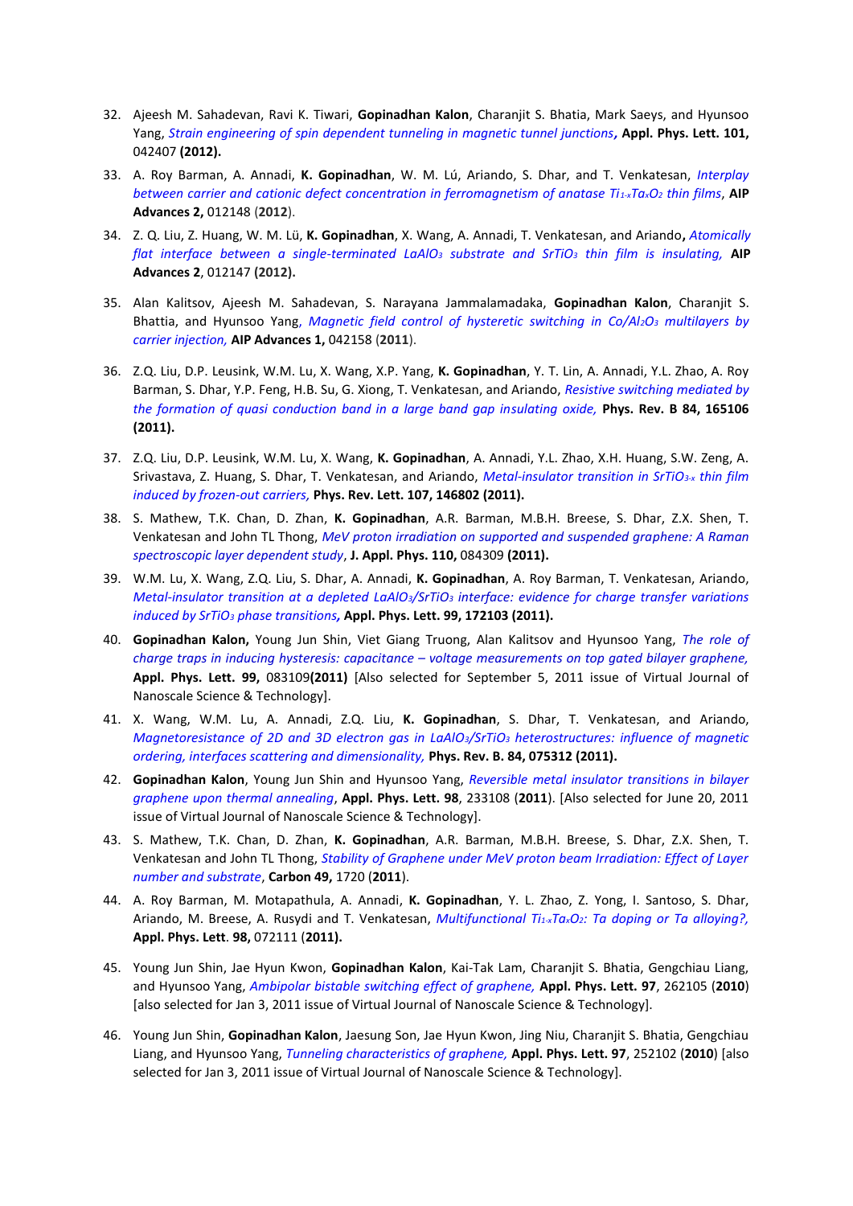32. Ajeesh M. Sahadevan, Ravi K. Tiwari, **Gopinadhan Kalon**, Charanjit S. Bhatia, Mark Saeys, and Hyunsoo Yang, *Strain engineering of spin dependent tunneling in magnetic tunnel junctions*, **Appl. Phys. Lett. 101,** 042407 **(2012).**

33. A. Roy Barman, A. Annadi, **K. Gopinadhan**, W. M. Lú, Ariando, S. Dhar, and T. Venkatesan, *Interplay between carrier and cationic defect concentration in ferromagnetism of anatase $Ti_{1-x}Ta_xO_2$ thin films*, **AIP Advances 2,** 012148 (**2012**).

34. Z. Q. Liu, Z. Huang, W. M. Lü, **K. Gopinadhan**, X. Wang, A. Annadi, T. Venkatesan, and Ariando**,** *Atomically flat interface between a single-terminated $LaAlO_3$ substrate and $SrTiO_3$ thin film is insulating,* **AIP Advances 2**, 012147 **(2012).**

35. Alan Kalitsov, Ajeesh M. Sahadevan, S. Narayana Jammalamadaka, **Gopinadhan Kalon**, Charanjit S. Bhattia, and Hyunsoo Yang, *Magnetic field control of hysteretic switching in $Co/Al_2O_3$ multilayers by carrier injection,* **AIP Advances 1,** 042158 (**2011**).

36. Z.Q. Liu, D.P. Leusink, W.M. Lu, X. Wang, X.P. Yang, **K. Gopinadhan**, Y. T. Lin, A. Annadi, Y.L. Zhao, A. Roy Barman, S. Dhar, Y.P. Feng, H.B. Su, G. Xiong, T. Venkatesan, and Ariando, *Resistive switching mediated by the formation of quasi conduction band in a large band gap insulating oxide,* **Phys. Rev. B 84, 165106 (2011).**

37. Z.Q. Liu, D.P. Leusink, W.M. Lu, X. Wang, **K. Gopinadhan**, A. Annadi, Y.L. Zhao, X.H. Huang, S.W. Zeng, A. Srivastava, Z. Huang, S. Dhar, T. Venkatesan, and Ariando, *Metal-insulator transition in $SrTiO_{3-x}$ thin film induced by frozen-out carriers,* **Phys. Rev. Lett. 107, 146802 (2011).**

38. S. Mathew, T.K. Chan, D. Zhan, **K. Gopinadhan**, A.R. Barman, M.B.H. Breese, S. Dhar, Z.X. Shen, T. Venkatesan and John TL Thong, *MeV proton irradiation on supported and suspended graphene: A Raman spectroscopic layer dependent study*, **J. Appl. Phys. 110,** 084309 **(2011).**

39. W.M. Lu, X. Wang, Z.Q. Liu, S. Dhar, A. Annadi, **K. Gopinadhan**, A. Roy Barman, T. Venkatesan, Ariando, *Metal-insulator transition at a depleted $LaAlO_3/SrTiO_3$ interface: evidence for charge transfer variations induced by $SrTiO_3$ phase transitions***, Appl. Phys. Lett. 99, 172103 (2011).**

40. **Gopinadhan Kalon,** Young Jun Shin, Viet Giang Truong, Alan Kalitsov and Hyunsoo Yang, *The role of charge traps in inducing hysteresis: capacitance – voltage measurements on top gated bilayer graphene,* **Appl. Phys. Lett. 99,** 083109**(2011)** [Also selected for September 5, 2011 issue of Virtual Journal of Nanoscale Science & Technology].

41. X. Wang, W.M. Lu, A. Annadi, Z.Q. Liu, **K. Gopinadhan**, S. Dhar, T. Venkatesan, and Ariando, *Magnetoresistance of 2D and 3D electron gas in $LaAlO_3/SrTiO_3$ heterostructures: influence of magnetic ordering, interfaces scattering and dimensionality,* **Phys. Rev. B. 84, 075312 (2011).**

42. **Gopinadhan Kalon**, Young Jun Shin and Hyunsoo Yang, *Reversible metal insulator transitions in bilayer graphene upon thermal annealing*, **Appl. Phys. Lett. 98**, 233108 (**2011**). [Also selected for June 20, 2011 issue of Virtual Journal of Nanoscale Science & Technology].

43. S. Mathew, T.K. Chan, D. Zhan, **K. Gopinadhan**, A.R. Barman, M.B.H. Breese, S. Dhar, Z.X. Shen, T. Venkatesan and John TL Thong, *Stability of Graphene under MeV proton beam Irradiation: Effect of Layer number and substrate*, **Carbon 49,** 1720 (**2011**).

44. A. Roy Barman, M. Motapathula, A. Annadi, **K. Gopinadhan**, Y. L. Zhao, Z. Yong, I. Santoso, S. Dhar, Ariando, M. Breese, A. Rusydi and T. Venkatesan, *Multifunctional $Ti_{1-x}Ta_xO_2$: Ta doping or Ta alloying?,* **Appl. Phys. Lett**. **98,** 072111 **(2011).**

45. Young Jun Shin, Jae Hyun Kwon, **Gopinadhan Kalon**, Kai-Tak Lam, Charanjit S. Bhatia, Gengchiau Liang, and Hyunsoo Yang, *Ambipolar bistable switching effect of graphene,* **Appl. Phys. Lett. 97**, 262105 (**2010**) [also selected for Jan 3, 2011 issue of Virtual Journal of Nanoscale Science & Technology].

46. Young Jun Shin, **Gopinadhan Kalon**, Jaesung Son, Jae Hyun Kwon, Jing Niu, Charanjit S. Bhatia, Gengchiau Liang, and Hyunsoo Yang, *Tunneling characteristics of graphene,* **Appl. Phys. Lett. 97**, 252102 (**2010**) [also selected for Jan 3, 2011 issue of Virtual Journal of Nanoscale Science & Technology].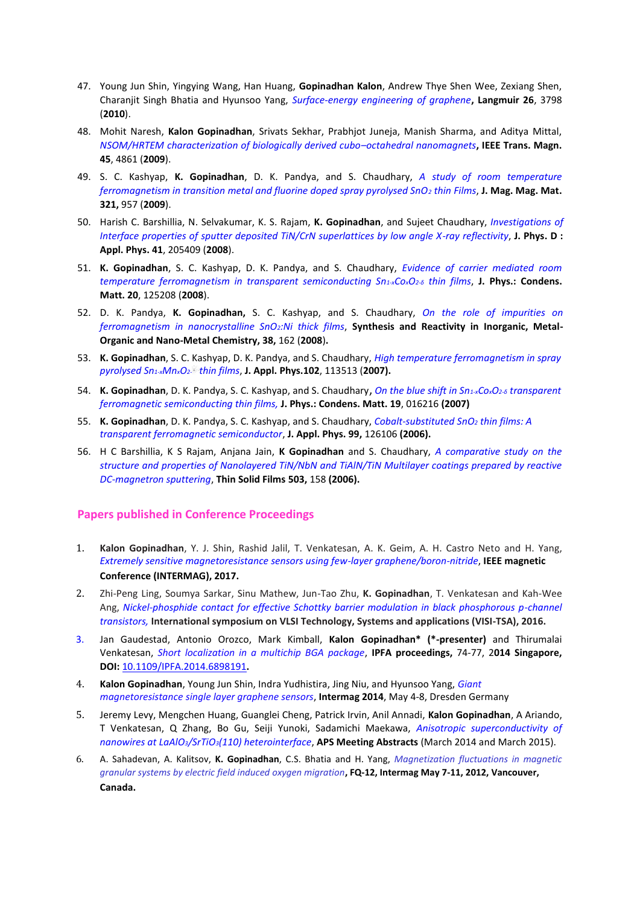47. Young Jun Shin, Yingying Wang, Han Huang, **Gopinadhan Kalon**, Andrew Thye Shen Wee, Zexiang Shen, Charanjit Singh Bhatia and Hyunsoo Yang, *Surface-energy engineering of graphene*, **Langmuir 26**, 3798 (**2010**).

48. Mohit Naresh, **Kalon Gopinadhan**, Srivats Sekhar, Prabhjot Juneja, Manish Sharma, and Aditya Mittal, *NSOM/HRTEM characterization of biologically derived cubo–octahedral nanomagnets*, **IEEE Trans. Magn. 45**, 4861 (**2009**).

49. S. C. Kashyap, **K. Gopinadhan**, D. K. Pandya, and S. Chaudhary, *A study of room temperature ferromagnetism in transition metal and fluorine doped spray pyrolysed $SnO_2$ thin Films*, **J. Mag. Mag. Mat. 321,** 957 (**2009**).

50. Harish C. Barshillia, N. Selvakumar, K. S. Rajam, **K. Gopinadhan**, and Sujeet Chaudhary, *Investigations of Interface properties of sputter deposited TiN/CrN superlattices by low angle X-ray reflectivity*, **J. Phys. D : Appl. Phys. 41**, 205409 (**2008**).

51. **K. Gopinadhan**, S. C. Kashyap, D. K. Pandya, and S. Chaudhary, *Evidence of carrier mediated room temperature ferromagnetism in transparent semiconducting $Sn_{1-x}Co_xO_{2-\delta}$ thin films*, **J. Phys.: Condens. Matt. 20**, 125208 (**2008**).

52. D. K. Pandya, **K. Gopinadhan,** S. C. Kashyap, and S. Chaudhary, *On the role of impurities on ferromagnetism in nanocrystalline $SnO_2$:Ni thick films*, **Synthesis and Reactivity in Inorganic, Metal-Organic and Nano-Metal Chemistry, 38,** 162 (**2008**)**.**

53. **K. Gopinadhan**, S. C. Kashyap, D. K. Pandya, and S. Chaudhary, *High temperature ferromagnetism in spray pyrolysed $Sn_{1-x}Mn_xO_{2-\delta}$ thin films*, **J. Appl. Phys.102**, 113513 (**2007).**

54. **K. Gopinadhan**, D. K. Pandya, S. C. Kashyap, and S. Chaudhary, *On the blue shift in $Sn_{1-x}Co_xO_{2-\delta}$ transparent ferromagnetic semiconducting thin films,* **J. Phys.: Condens. Matt. 19**, 016216 **(2007)**

55. **K. Gopinadhan**, D. K. Pandya, S. C. Kashyap, and S. Chaudhary, *Cobalt-substituted $SnO_2$ thin films: A transparent ferromagnetic semiconductor*, **J. Appl. Phys. 99,** 126106 **(2006).**

56. H C Barshillia, K S Rajam, Anjana Jain, **K Gopinadhan** and S. Chaudhary, *A comparative study on the structure and properties of Nanolayered TiN/NbN and TiAlN/TiN Multilayer coatings prepared by reactive DC-magnetron sputtering*, **Thin Solid Films 503,** 158 **(2006).**

## Papers published in Conference Proceedings

1. **Kalon Gopinadhan**, Y. J. Shin, Rashid Jalil, T. Venkatesan, A. K. Geim, A. H. Castro Neto and H. Yang, *Extremely sensitive magnetoresistance sensors using few-layer graphene/boron-nitride*, **IEEE magnetic Conference (INTERMAG), 2017.**

2. Zhi-Peng Ling, Soumya Sarkar, Sinu Mathew, Jun-Tao Zhu, **K. Gopinadhan**, T. Venkatesan and Kah-Wee Ang, *Nickel-phosphide contact for effective Schottky barrier modulation in black phosphorous p-channel transistors,* **International symposium on VLSI Technology, Systems and applications (VISI-TSA), 2016.**

3. Jan Gaudestad, Antonio Orozco, Mark Kimball, **Kalon Gopinadhan\* (\*-presenter)** and Thirumalai Venkatesan, *Short localization in a multichip BGA package*, **IPFA proceedings,** 74-77, 2**014 Singapore, DOI:** 10.1109/IPFA.2014.6898191**.**

4. **Kalon Gopinadhan**, Young Jun Shin, Indra Yudhistira, Jing Niu, and Hyunsoo Yang, *Giant magnetoresistance single layer graphene sensors*, **Intermag 2014**, May 4-8, Dresden Germany

5. Jeremy Levy, Mengchen Huang, Guanglei Cheng, Patrick Irvin, Anil Annadi, **Kalon Gopinadhan**, A Ariando, T Venkatesan, Q Zhang, Bo Gu, Seiji Yunoki, Sadamichi Maekawa, *Anisotropic superconductivity of nanowires at $LaAlO_3/SrTiO_3(110)$ heterointerface*, **APS Meeting Abstracts** (March 2014 and March 2015).

6. A. Sahadevan, A. Kalitsov, **K. Gopinadhan**, C.S. Bhatia and H. Yang, *Magnetization fluctuations in magnetic granular systems by electric field induced oxygen migration*, **FQ-12, Intermag May 7-11, 2012, Vancouver, Canada.**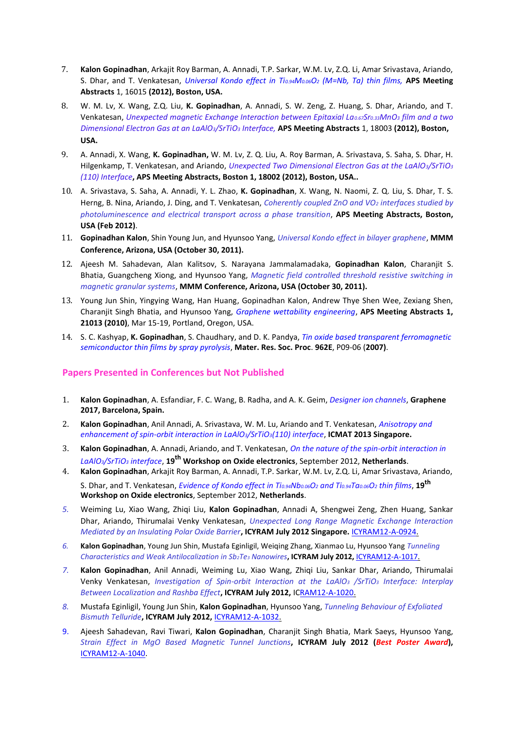7. **Kalon Gopinadhan**, Arkajit Roy Barman, A. Annadi, T.P. Sarkar, W.M. Lv, Z.Q. Li, Amar Srivastava, Ariando, S. Dhar, and T. Venkatesan, *Universal Kondo effect in $Ti_{0.94}M_{0.06}O_2$ (M=Nb, Ta) thin films,* **APS Meeting Abstracts** 1, 16015 **(2012), Boston, USA.**
8. W. M. Lv, X. Wang, Z.Q. Liu, **K. Gopinadhan**, A. Annadi, S. W. Zeng, Z. Huang, S. Dhar, Ariando, and T. Venkatesan, *Unexpected magnetic Exchange Interaction between Epitaxial $La_{0.67}Sr_{0.33}MnO_3$ film and a two Dimensional Electron Gas at an $LaAlO_3/SrTiO_3$ Interface,* **APS Meeting Abstracts** 1, 18003 **(2012), Boston, USA.**
9. A. Annadi, X. Wang, **K. Gopinadhan,** W. M. Lv, Z. Q. Liu, A. Roy Barman, A. Srivastava, S. Saha, S. Dhar, H. Hilgenkamp, T. Venkatesan, and Ariando, *Unexpected Two Dimensional Electron Gas at the $LaAlO_3/SrTiO_3$ (110) Interface*, **APS Meeting Abstracts, Boston 1, 18002 (2012), Boston, USA..**
10. A. Srivastava, S. Saha, A. Annadi, Y. L. Zhao, **K. Gopinadhan**, X. Wang, N. Naomi, Z. Q. Liu, S. Dhar, T. S. Herng, B. Nina, Ariando, J. Ding, and T. Venkatesan, *Coherently coupled ZnO and $VO_2$ interfaces studied by photoluminescence and electrical transport across a phase transition*, **APS Meeting Abstracts, Boston, USA (Feb 2012)**.
11. **Gopinadhan Kalon**, Shin Young Jun, and Hyunsoo Yang, *Universal Kondo effect in bilayer graphene*, **MMM Conference, Arizona, USA (October 30, 2011).**
12. Ajeesh M. Sahadevan, Alan Kalitsov, S. Narayana Jammalamadaka, **Gopinadhan Kalon**, Charanjit S. Bhatia, Guangcheng Xiong, and Hyunsoo Yang, *Magnetic field controlled threshold resistive switching in magnetic granular systems*, **MMM Conference, Arizona, USA (October 30, 2011).**
13. Young Jun Shin, Yingying Wang, Han Huang, Gopinadhan Kalon, Andrew Thye Shen Wee, Zexiang Shen, Charanjit Singh Bhatia, and Hyunsoo Yang, *Graphene wettability engineering*, **APS Meeting Abstracts 1, 21013 (2010)**, Mar 15-19, Portland, Oregon, USA.
14. S. C. Kashyap, **K. Gopinadhan**, S. Chaudhary, and D. K. Pandya, *Tin oxide based transparent ferromagnetic semiconductor thin films by spray pyrolysis*, **Mater. Res. Soc. Proc. 962E**, P09-06 (**2007**).

## Papers Presented in Conferences but Not Published

1. **Kalon Gopinadhan**, A. Esfandiar, F. C. Wang, B. Radha, and A. K. Geim, *Designer ion channels*, **Graphene 2017, Barcelona, Spain.**
2. **Kalon Gopinadhan**, Anil Annadi, A. Srivastava, W. M. Lu, Ariando and T. Venkatesan, *Anisotropy and enhancement of spin-orbit interaction in $LaAlO_3/SrTiO_3$(110) interface*, **ICMAT 2013 Singapore.**
3. **Kalon Gopinadhan**, A. Annadi, Ariando, and T. Venkatesan, *On the nature of the spin-orbit interaction in $LaAlO_3/SrTiO_3$ interface*, **19th Workshop on Oxide electronics**, September 2012, **Netherlands**.
4. **Kalon Gopinadhan**, Arkajit Roy Barman, A. Annadi, T.P. Sarkar, W.M. Lv, Z.Q. Li, Amar Srivastava, Ariando, S. Dhar, and T. Venkatesan, *Evidence of Kondo effect in $Ti_{0.94}Nb_{0.06}O_2$ and $Ti_{0.94}Ta_{0.06}O_2$ thin films*, **19th Workshop on Oxide electronics**, September 2012, **Netherlands**.
5. Weiming Lu, Xiao Wang, Zhiqi Liu, **Kalon Gopinadhan**, Annadi A, Shengwei Zeng, Zhen Huang, Sankar Dhar, Ariando, Thirumalai Venky Venkatesan, *Unexpected Long Range Magnetic Exchange Interaction Mediated by an Insulating Polar Oxide Barrier*, **ICYRAM July 2012 Singapore.** ICYRAM12-A-0924.
6. **Kalon Gopinadhan**, Young Jun Shin, Mustafa Eginligil, Weiqing Zhang, Xianmao Lu, Hyunsoo Yang *Tunneling Characteristics and Weak Antilocalization in $Sb_2Te_3$ Nanowires*, **ICYRAM July 2012,** ICYRAM12-A-1017.
7. **Kalon Gopinadhan**, Anil Annadi, Weiming Lu, Xiao Wang, Zhiqi Liu, Sankar Dhar, Ariando, Thirumalai Venky Venkatesan, *Investigation of Spin-orbit Interaction at the $LaAlO_3$ /$SrTiO_3$ Interface: Interplay Between Localization and Rashba Effect*, **ICYRAM July 2012,** ICRAM12-A-1020.
8. Mustafa Eginligil, Young Jun Shin, **Kalon Gopinadhan**, Hyunsoo Yang, *Tunneling Behaviour of Exfoliated Bismuth Telluride*, **ICYRAM July 2012,** ICYRAM12-A-1032.
9. Ajeesh Sahadevan, Ravi Tiwari, **Kalon Gopinadhan**, Charanjit Singh Bhatia, Mark Saeys, Hyunsoo Yang, *Strain Effect in MgO Based Magnetic Tunnel Junctions*, **ICYRAM July 2012 (*Best Poster Award*),** ICYRAM12-A-1040.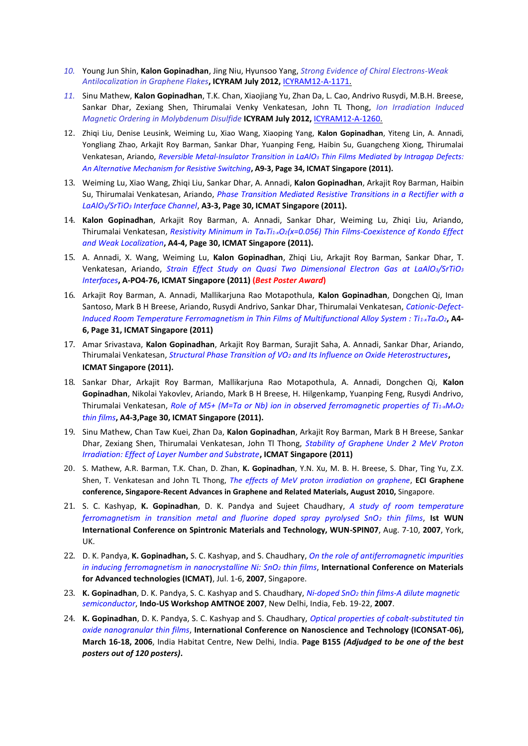10. Young Jun Shin, **Kalon Gopinadhan**, Jing Niu, Hyunsoo Yang, *Strong Evidence of Chiral Electrons-Weak Antilocalization in Graphene Flakes*, **ICYRAM July 2012,** ICYRAM12-A-1171.
11. Sinu Mathew, **Kalon Gopinadhan**, T.K. Chan, Xiaojiang Yu, Zhan Da, L. Cao, Andrivo Rusydi, M.B.H. Breese, Sankar Dhar, Zexiang Shen, Thirumalai Venky Venkatesan, John TL Thong, *Ion Irradiation Induced Magnetic Ordering in Molybdenum Disulfide* **ICYRAM July 2012,** ICYRAM12-A-1260.
12. Zhiqi Liu, Denise Leusink, Weiming Lu, Xiao Wang, Xiaoping Yang, **Kalon Gopinadhan**, Yiteng Lin, A. Annadi, Yongliang Zhao, Arkajit Roy Barman, Sankar Dhar, Yuanping Feng, Haibin Su, Guangcheng Xiong, Thirumalai Venkatesan, Ariando, *Reversible Metal-Insulator Transition in $LaAlO_3$ Thin Films Mediated by Intragap Defects: An Alternative Mechanism for Resistive Switching*, **A9-3, Page 34, ICMAT Singapore (2011).**
13. Weiming Lu, Xiao Wang, Zhiqi Liu, Sankar Dhar, A. Annadi, **Kalon Gopinadhan**, Arkajit Roy Barman, Haibin Su, Thirumalai Venkatesan, Ariando, *Phase Transition Mediated Resistive Transitions in a Rectifier with a $LaAlO_3/SrTiO_3$ Interface Channel*, **A3-3, Page 30, ICMAT Singapore (2011).**
14. **Kalon Gopinadhan**, Arkajit Roy Barman, A. Annadi, Sankar Dhar, Weiming Lu, Zhiqi Liu, Ariando, Thirumalai Venkatesan, *Resistivity Minimum in $Ta_xTi_{1-x}O_2$(x=0.056) Thin Films-Coexistence of Kondo Effect and Weak Localization*, **A4-4, Page 30, ICMAT Singapore (2011).**
15. A. Annadi, X. Wang, Weiming Lu, **Kalon Gopinadhan**, Zhiqi Liu, Arkajit Roy Barman, Sankar Dhar, T. Venkatesan, Ariando, *Strain Effect Study on Quasi Two Dimensional Electron Gas at $LaAlO_3/SrTiO_3$ Interfaces*, **A-PO4-76, ICMAT Singapore (2011) (*Best Poster Award*)**
16. Arkajit Roy Barman, A. Annadi, Mallikarjuna Rao Motapothula, **Kalon Gopinadhan**, Dongchen Qi, Iman Santoso, Mark B H Breese, Ariando, Rusydi Andrivo, Sankar Dhar, Thirumalai Venkatesan, *Cationic-Defect-Induced Room Temperature Ferromagnetism in Thin Films of Multifunctional Alloy System : $Ti_{1-x}Ta_xO_2$*, **A4-6, Page 31, ICMAT Singapore (2011)**
17. Amar Srivastava, **Kalon Gopinadhan**, Arkajit Roy Barman, Surajit Saha, A. Annadi, Sankar Dhar, Ariando, Thirumalai Venkatesan, *Structural Phase Transition of $VO_2$ and Its Influence on Oxide Heterostructures*, **ICMAT Singapore (2011).**
18. Sankar Dhar, Arkajit Roy Barman, Mallikarjuna Rao Motapothula, A. Annadi, Dongchen Qi, **Kalon Gopinadhan**, Nikolai Yakovlev, Ariando, Mark B H Breese, H. Hilgenkamp, Yuanping Feng, Rusydi Andrivo, Thirumalai Venkatesan, *Role of M5+ (M=Ta or Nb) ion in observed ferromagnetic properties of $Ti_{1-x}M_xO_2$ thin films*, **A4-3,Page 30, ICMAT Singapore (2011).**
19. Sinu Mathew, Chan Taw Kuei, Zhan Da, **Kalon Gopinadhan**, Arkajit Roy Barman, Mark B H Breese, Sankar Dhar, Zexiang Shen, Thirumalai Venkatesan, John Tl Thong, *Stability of Graphene Under 2 MeV Proton Irradiation: Effect of Layer Number and Substrate*, **ICMAT Singapore (2011)**
20. S. Mathew, A.R. Barman, T.K. Chan, D. Zhan, **K. Gopinadhan**, Y.N. Xu, M. B. H. Breese, S. Dhar, Ting Yu, Z.X. Shen, T. Venkatesan and John TL Thong, *The effects of MeV proton irradiation on graphene*, **ECI Graphene conference, Singapore-Recent Advances in Graphene and Related Materials, August 2010,** Singapore.
21. S. C. Kashyap, **K. Gopinadhan**, D. K. Pandya and Sujeet Chaudhary, *A study of room temperature ferromagnetism in transition metal and fluorine doped spray pyrolysed $SnO_2$ thin films*, **Ist WUN International Conference on Spintronic Materials and Technology, WUN-SPIN07**, Aug. 7-10, **2007**, York, UK.
22. D. K. Pandya, **K. Gopinadhan,** S. C. Kashyap, and S. Chaudhary, *On the role of antiferromagnetic impurities in inducing ferromagnetism in nanocrystalline Ni: $SnO_2$ thin films*, **International Conference on Materials for Advanced technologies (ICMAT)**, Jul. 1-6, **2007**, Singapore.
23. **K. Gopinadhan**, D. K. Pandya, S. C. Kashyap and S. Chaudhary, *Ni-doped $SnO_2$ thin films-A dilute magnetic semiconductor*, **Indo-US Workshop AMTNOE 2007**, New Delhi, India, Feb. 19-22, **2007**.
24. **K. Gopinadhan**, D. K. Pandya, S. C. Kashyap and S. Chaudhary, *Optical properties of cobalt-substituted tin oxide nanogranular thin films*, **International Conference on Nanoscience and Technology (ICONSAT-06), March 16-18, 2006**, India Habitat Centre, New Delhi, India. **Page B155 *(Adjudged to be one of the best posters out of 120 posters)*.**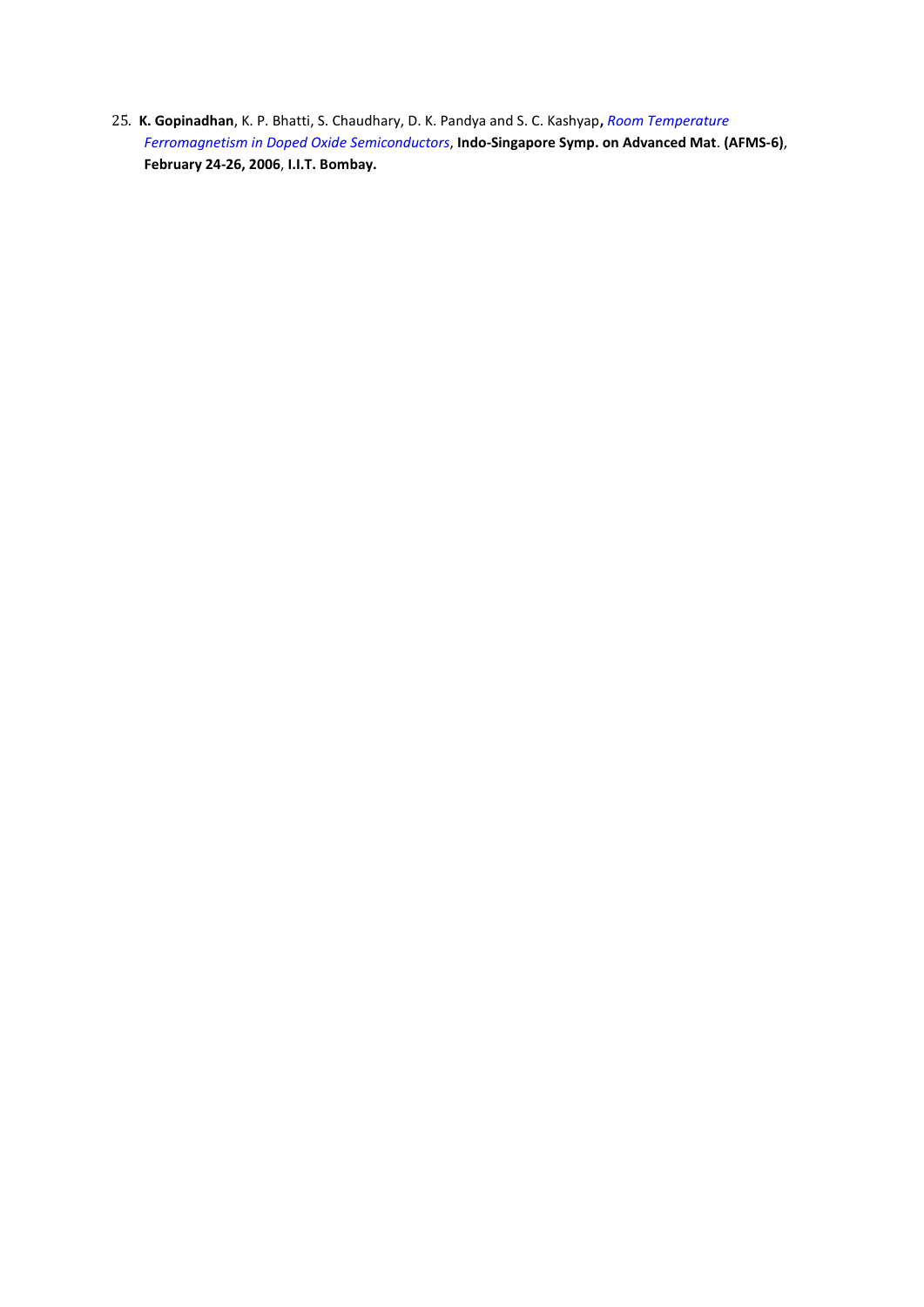25. **K. Gopinadhan**, K. P. Bhatti, S. Chaudhary, D. K. Pandya and S. C. Kashyap**,** *Room Temperature Ferromagnetism in Doped Oxide Semiconductors*, **Indo-Singapore Symp. on Advanced Mat**. **(AFMS-6)**, **February 24-26, 2006**, **I.I.T. Bombay.**